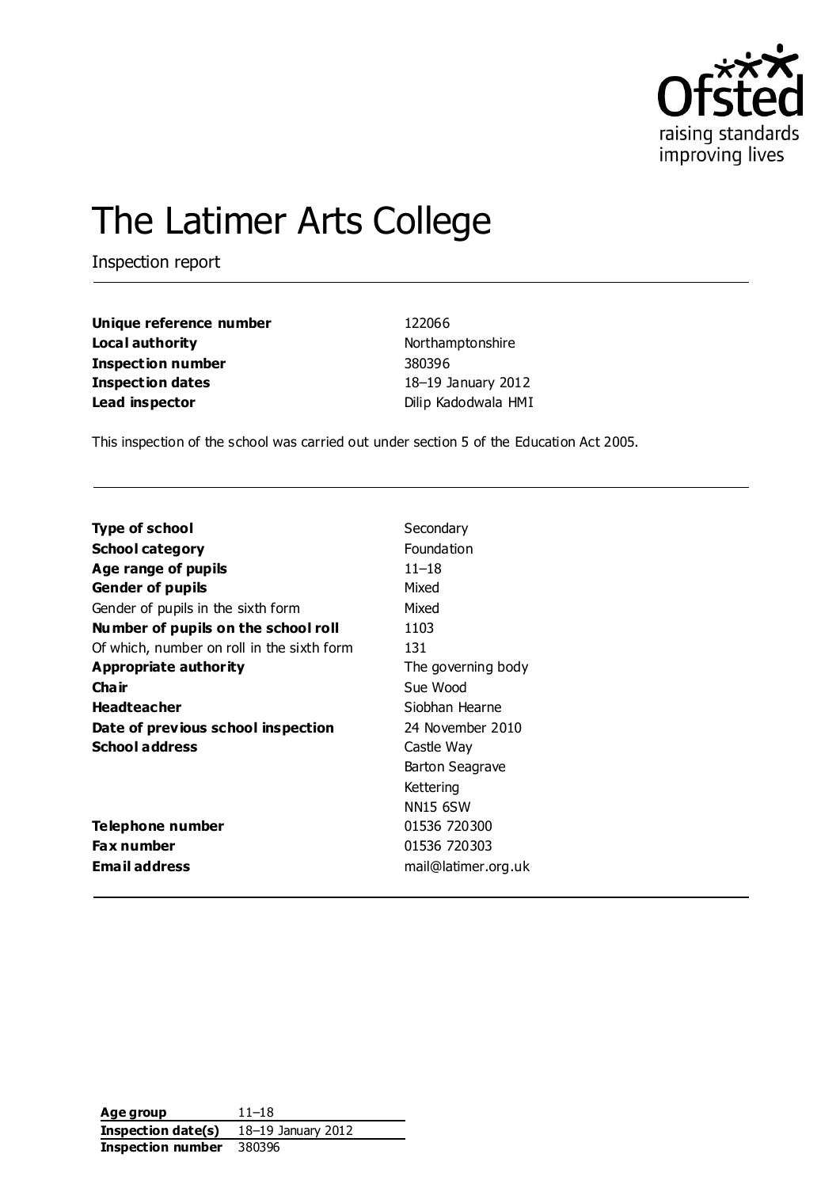# The Latimer Arts College

Inspection report

| | |
|---|---|
| **Unique reference number** | 122066 |
| **Local authority** | Northamptonshire |
| **Inspection number** | 380396 |
| **Inspection dates** | 18–19 January 2012 |
| **Lead inspector** | Dilip Kadodwala HMI |

This inspection of the school was carried out under section 5 of the Education Act 2005.

| | |
|---|---|
| **Type of school** | Secondary |
| **School category** | Foundation |
| **Age range of pupils** | 11–18 |
| **Gender of pupils** | Mixed |
| Gender of pupils in the sixth form | Mixed |
| **Number of pupils on the school roll** | 1103 |
| Of which, number on roll in the sixth form | 131 |
| **Appropriate authority** | The governing body |
| **Chair** | Sue Wood |
| **Headteacher** | Siobhan Hearne |
| **Date of previous school inspection** | 24 November 2010 |
| **School address** | Castle Way<br>Barton Seagrave<br>Kettering<br>NN15 6SW |
| **Telephone number** | 01536 720300 |
| **Fax number** | 01536 720303 |
| **Email address** | mail@latimer.org.uk |

| | |
|---|---|
| **Age group** | 11–18 |
| **Inspection date(s)** | 18–19 January 2012 |
| **Inspection number** | 380396 |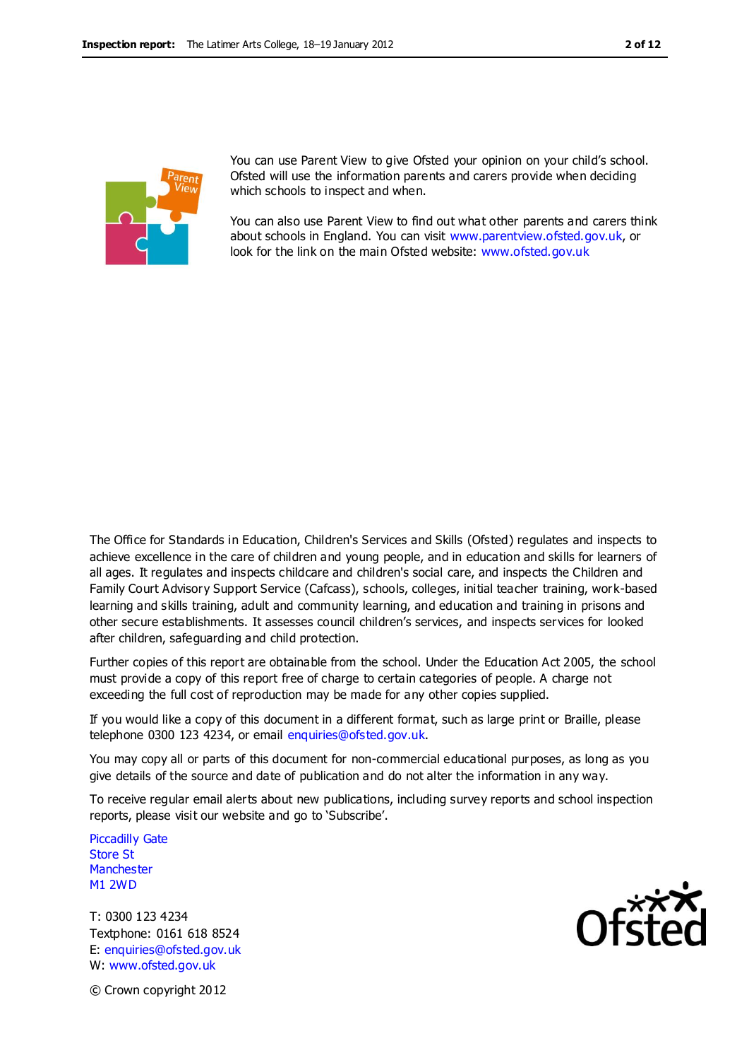You can use Parent View to give Ofsted your opinion on your child's school. Ofsted will use the information parents and carers provide when deciding which schools to inspect and when.

You can also use Parent View to find out what other parents and carers think about schools in England. You can visit www.parentview.ofsted.gov.uk, or look for the link on the main Ofsted website: www.ofsted.gov.uk

The Office for Standards in Education, Children's Services and Skills (Ofsted) regulates and inspects to achieve excellence in the care of children and young people, and in education and skills for learners of all ages. It regulates and inspects childcare and children's social care, and inspects the Children and Family Court Advisory Support Service (Cafcass), schools, colleges, initial teacher training, work-based learning and skills training, adult and community learning, and education and training in prisons and other secure establishments. It assesses council children's services, and inspects services for looked after children, safeguarding and child protection.

Further copies of this report are obtainable from the school. Under the Education Act 2005, the school must provide a copy of this report free of charge to certain categories of people. A charge not exceeding the full cost of reproduction may be made for any other copies supplied.

If you would like a copy of this document in a different format, such as large print or Braille, please telephone 0300 123 4234, or email enquiries@ofsted.gov.uk.

You may copy all or parts of this document for non-commercial educational purposes, as long as you give details of the source and date of publication and do not alter the information in any way.

To receive regular email alerts about new publications, including survey reports and school inspection reports, please visit our website and go to 'Subscribe'.

Piccadilly Gate  
Store St  
Manchester  
M1 2WD

T: 0300 123 4234  
Textphone: 0161 618 8524  
E: enquiries@ofsted.gov.uk  
W: www.ofsted.gov.uk

© Crown copyright 2012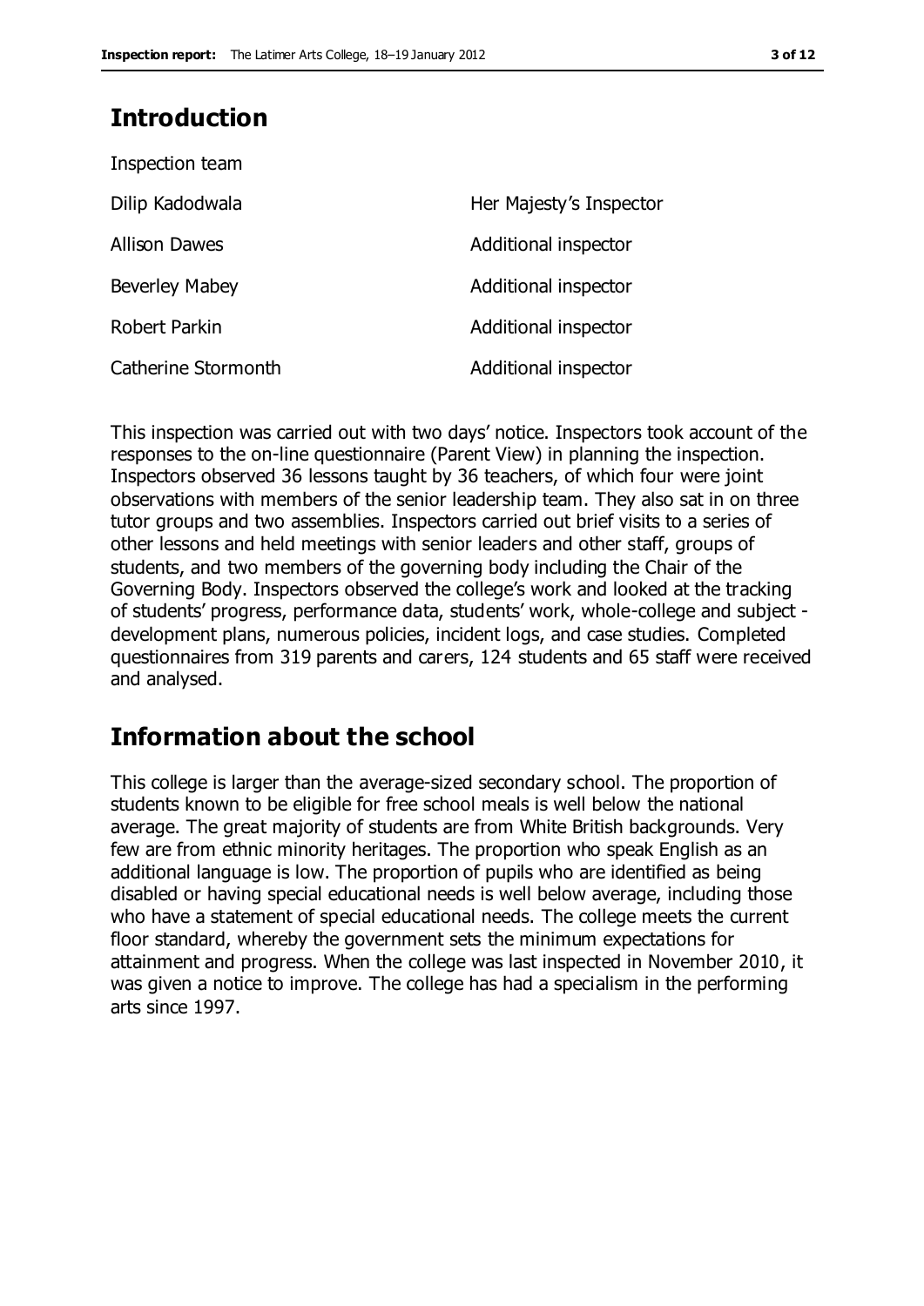## Introduction

Inspection team

| | |
|---|---|
| Dilip Kadodwala | Her Majesty's Inspector |
| Allison Dawes | Additional inspector |
| Beverley Mabey | Additional inspector |
| Robert Parkin | Additional inspector |
| Catherine Stormonth | Additional inspector |

This inspection was carried out with two days' notice. Inspectors took account of the responses to the on-line questionnaire (Parent View) in planning the inspection. Inspectors observed 36 lessons taught by 36 teachers, of which four were joint observations with members of the senior leadership team. They also sat in on three tutor groups and two assemblies. Inspectors carried out brief visits to a series of other lessons and held meetings with senior leaders and other staff, groups of students, and two members of the governing body including the Chair of the Governing Body. Inspectors observed the college's work and looked at the tracking of students' progress, performance data, students' work, whole-college and subject - development plans, numerous policies, incident logs, and case studies. Completed questionnaires from 319 parents and carers, 124 students and 65 staff were received and analysed.

## Information about the school

This college is larger than the average-sized secondary school. The proportion of students known to be eligible for free school meals is well below the national average. The great majority of students are from White British backgrounds. Very few are from ethnic minority heritages. The proportion who speak English as an additional language is low. The proportion of pupils who are identified as being disabled or having special educational needs is well below average, including those who have a statement of special educational needs. The college meets the current floor standard, whereby the government sets the minimum expectations for attainment and progress. When the college was last inspected in November 2010, it was given a notice to improve. The college has had a specialism in the performing arts since 1997.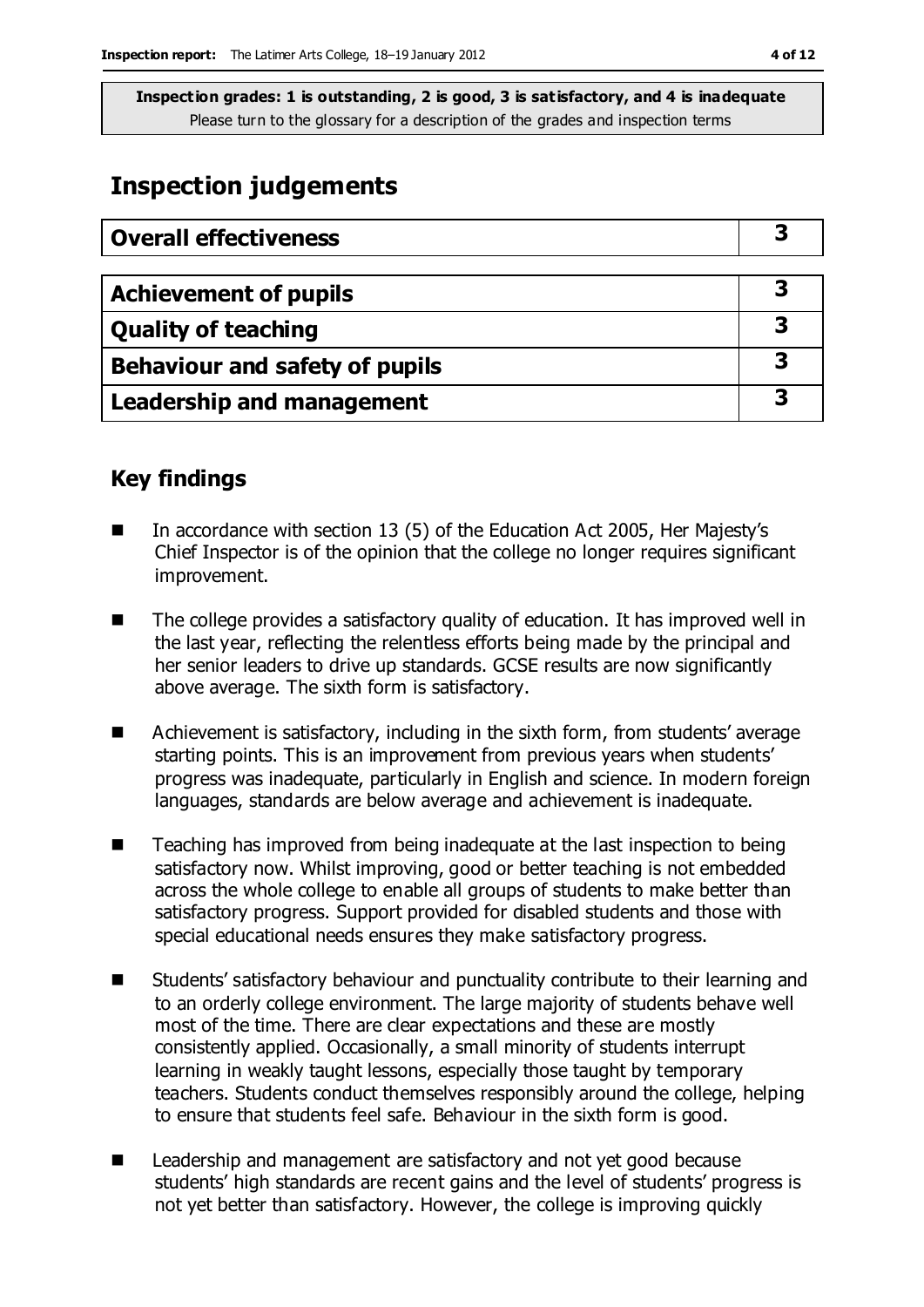**Inspection grades: 1 is outstanding, 2 is good, 3 is satisfactory, and 4 is inadequate**
Please turn to the glossary for a description of the grades and inspection terms

# Inspection judgements

| Overall effectiveness | 3 |
|---|---|

| Achievement of pupils | 3 |
|---|---|
| Quality of teaching | 3 |
| Behaviour and safety of pupils | 3 |
| Leadership and management | 3 |

## Key findings

- In accordance with section 13 (5) of the Education Act 2005, Her Majesty's Chief Inspector is of the opinion that the college no longer requires significant improvement.
- The college provides a satisfactory quality of education. It has improved well in the last year, reflecting the relentless efforts being made by the principal and her senior leaders to drive up standards. GCSE results are now significantly above average. The sixth form is satisfactory.
- Achievement is satisfactory, including in the sixth form, from students' average starting points. This is an improvement from previous years when students' progress was inadequate, particularly in English and science. In modern foreign languages, standards are below average and achievement is inadequate.
- Teaching has improved from being inadequate at the last inspection to being satisfactory now. Whilst improving, good or better teaching is not embedded across the whole college to enable all groups of students to make better than satisfactory progress. Support provided for disabled students and those with special educational needs ensures they make satisfactory progress.
- Students' satisfactory behaviour and punctuality contribute to their learning and to an orderly college environment. The large majority of students behave well most of the time. There are clear expectations and these are mostly consistently applied. Occasionally, a small minority of students interrupt learning in weakly taught lessons, especially those taught by temporary teachers. Students conduct themselves responsibly around the college, helping to ensure that students feel safe. Behaviour in the sixth form is good.
- Leadership and management are satisfactory and not yet good because students' high standards are recent gains and the level of students' progress is not yet better than satisfactory. However, the college is improving quickly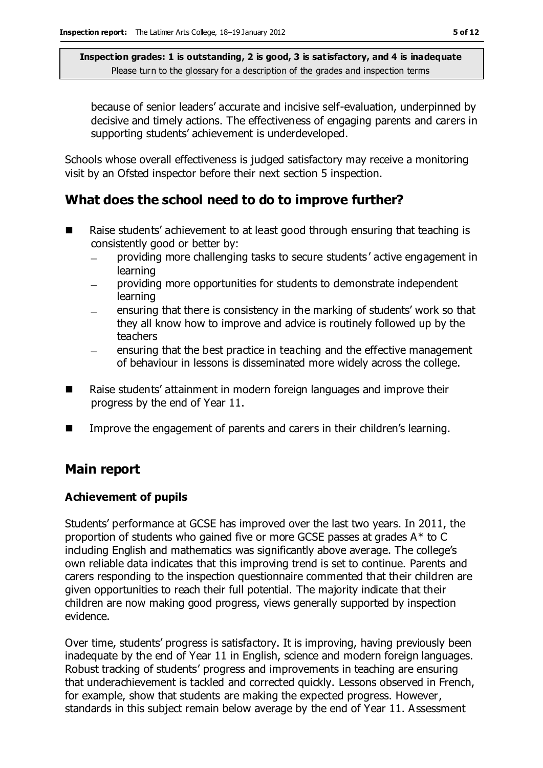because of senior leaders' accurate and incisive self-evaluation, underpinned by decisive and timely actions. The effectiveness of engaging parents and carers in supporting students' achievement is underdeveloped.

Schools whose overall effectiveness is judged satisfactory may receive a monitoring visit by an Ofsted inspector before their next section 5 inspection.

## What does the school need to do to improve further?

- Raise students' achievement to at least good through ensuring that teaching is consistently good or better by:
  - providing more challenging tasks to secure students' active engagement in learning
  - providing more opportunities for students to demonstrate independent learning
  - ensuring that there is consistency in the marking of students' work so that they all know how to improve and advice is routinely followed up by the teachers
  - ensuring that the best practice in teaching and the effective management of behaviour in lessons is disseminated more widely across the college.
- Raise students' attainment in modern foreign languages and improve their progress by the end of Year 11.
- Improve the engagement of parents and carers in their children's learning.

## Main report

### Achievement of pupils

Students' performance at GCSE has improved over the last two years. In 2011, the proportion of students who gained five or more GCSE passes at grades A* to C including English and mathematics was significantly above average. The college's own reliable data indicates that this improving trend is set to continue. Parents and carers responding to the inspection questionnaire commented that their children are given opportunities to reach their full potential. The majority indicate that their children are now making good progress, views generally supported by inspection evidence.

Over time, students' progress is satisfactory. It is improving, having previously been inadequate by the end of Year 11 in English, science and modern foreign languages. Robust tracking of students' progress and improvements in teaching are ensuring that underachievement is tackled and corrected quickly. Lessons observed in French, for example, show that students are making the expected progress. However, standards in this subject remain below average by the end of Year 11. Assessment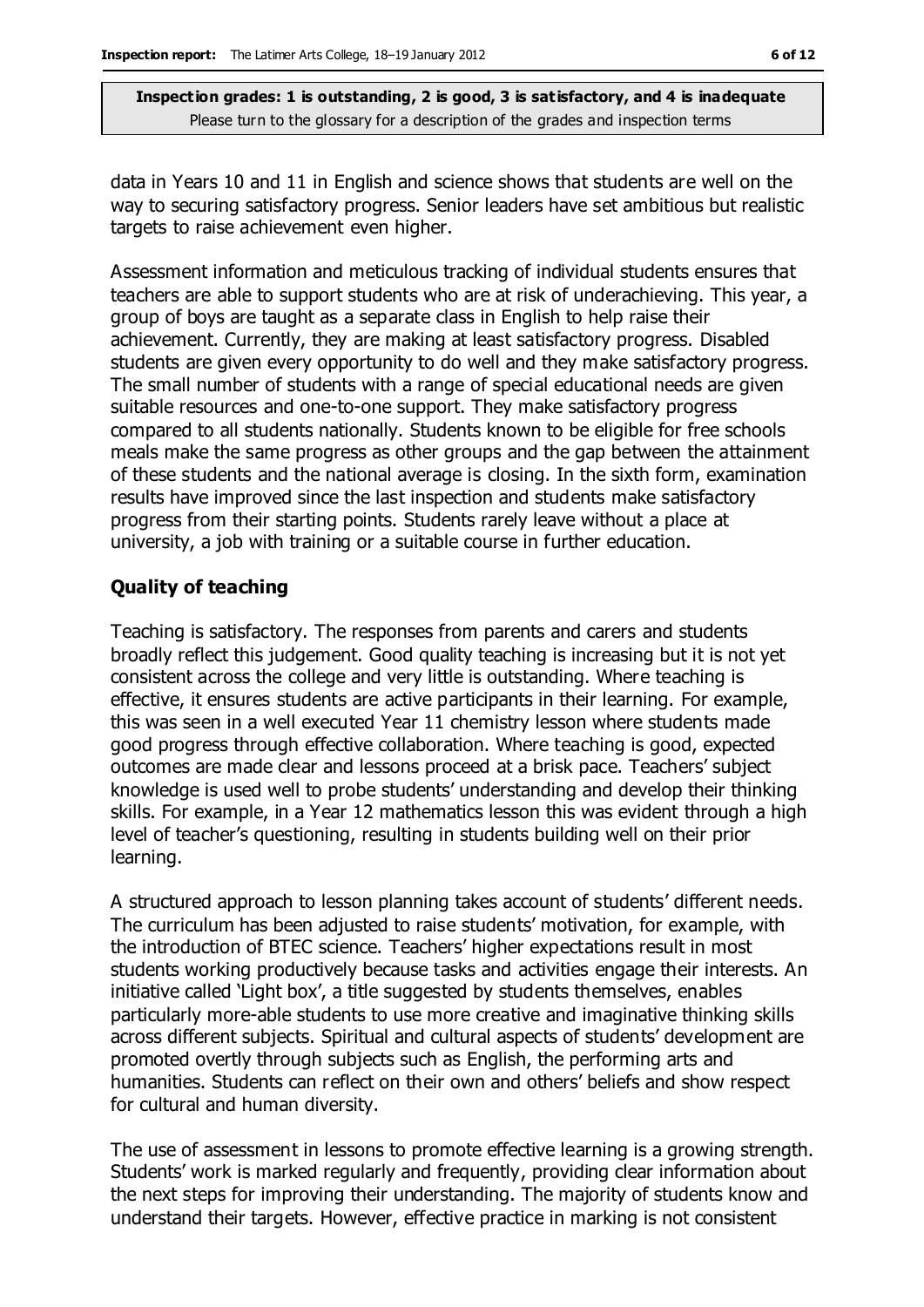data in Years 10 and 11 in English and science shows that students are well on the way to securing satisfactory progress. Senior leaders have set ambitious but realistic targets to raise achievement even higher.

Assessment information and meticulous tracking of individual students ensures that teachers are able to support students who are at risk of underachieving. This year, a group of boys are taught as a separate class in English to help raise their achievement. Currently, they are making at least satisfactory progress. Disabled students are given every opportunity to do well and they make satisfactory progress. The small number of students with a range of special educational needs are given suitable resources and one-to-one support. They make satisfactory progress compared to all students nationally. Students known to be eligible for free schools meals make the same progress as other groups and the gap between the attainment of these students and the national average is closing. In the sixth form, examination results have improved since the last inspection and students make satisfactory progress from their starting points. Students rarely leave without a place at university, a job with training or a suitable course in further education.

### Quality of teaching

Teaching is satisfactory. The responses from parents and carers and students broadly reflect this judgement. Good quality teaching is increasing but it is not yet consistent across the college and very little is outstanding. Where teaching is effective, it ensures students are active participants in their learning. For example, this was seen in a well executed Year 11 chemistry lesson where students made good progress through effective collaboration. Where teaching is good, expected outcomes are made clear and lessons proceed at a brisk pace. Teachers' subject knowledge is used well to probe students' understanding and develop their thinking skills. For example, in a Year 12 mathematics lesson this was evident through a high level of teacher's questioning, resulting in students building well on their prior learning.

A structured approach to lesson planning takes account of students' different needs. The curriculum has been adjusted to raise students' motivation, for example, with the introduction of BTEC science. Teachers' higher expectations result in most students working productively because tasks and activities engage their interests. An initiative called 'Light box', a title suggested by students themselves, enables particularly more-able students to use more creative and imaginative thinking skills across different subjects. Spiritual and cultural aspects of students' development are promoted overtly through subjects such as English, the performing arts and humanities. Students can reflect on their own and others' beliefs and show respect for cultural and human diversity.

The use of assessment in lessons to promote effective learning is a growing strength. Students' work is marked regularly and frequently, providing clear information about the next steps for improving their understanding. The majority of students know and understand their targets. However, effective practice in marking is not consistent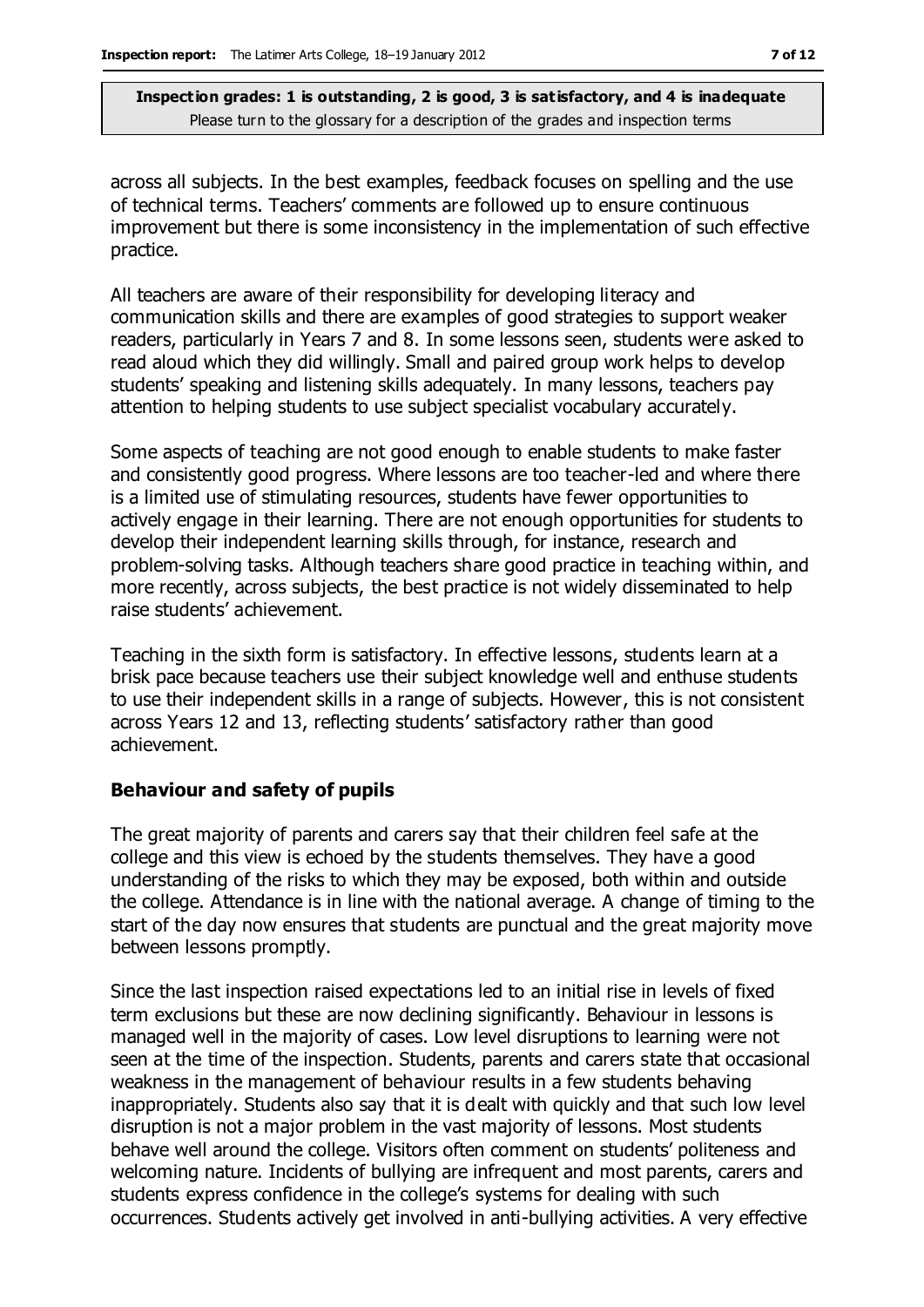across all subjects. In the best examples, feedback focuses on spelling and the use of technical terms. Teachers' comments are followed up to ensure continuous improvement but there is some inconsistency in the implementation of such effective practice.

All teachers are aware of their responsibility for developing literacy and communication skills and there are examples of good strategies to support weaker readers, particularly in Years 7 and 8. In some lessons seen, students were asked to read aloud which they did willingly. Small and paired group work helps to develop students' speaking and listening skills adequately. In many lessons, teachers pay attention to helping students to use subject specialist vocabulary accurately.

Some aspects of teaching are not good enough to enable students to make faster and consistently good progress. Where lessons are too teacher-led and where there is a limited use of stimulating resources, students have fewer opportunities to actively engage in their learning. There are not enough opportunities for students to develop their independent learning skills through, for instance, research and problem-solving tasks. Although teachers share good practice in teaching within, and more recently, across subjects, the best practice is not widely disseminated to help raise students' achievement.

Teaching in the sixth form is satisfactory. In effective lessons, students learn at a brisk pace because teachers use their subject knowledge well and enthuse students to use their independent skills in a range of subjects. However, this is not consistent across Years 12 and 13, reflecting students' satisfactory rather than good achievement.

### Behaviour and safety of pupils

The great majority of parents and carers say that their children feel safe at the college and this view is echoed by the students themselves. They have a good understanding of the risks to which they may be exposed, both within and outside the college. Attendance is in line with the national average. A change of timing to the start of the day now ensures that students are punctual and the great majority move between lessons promptly.

Since the last inspection raised expectations led to an initial rise in levels of fixed term exclusions but these are now declining significantly. Behaviour in lessons is managed well in the majority of cases. Low level disruptions to learning were not seen at the time of the inspection. Students, parents and carers state that occasional weakness in the management of behaviour results in a few students behaving inappropriately. Students also say that it is dealt with quickly and that such low level disruption is not a major problem in the vast majority of lessons. Most students behave well around the college. Visitors often comment on students' politeness and welcoming nature. Incidents of bullying are infrequent and most parents, carers and students express confidence in the college's systems for dealing with such occurrences. Students actively get involved in anti-bullying activities. A very effective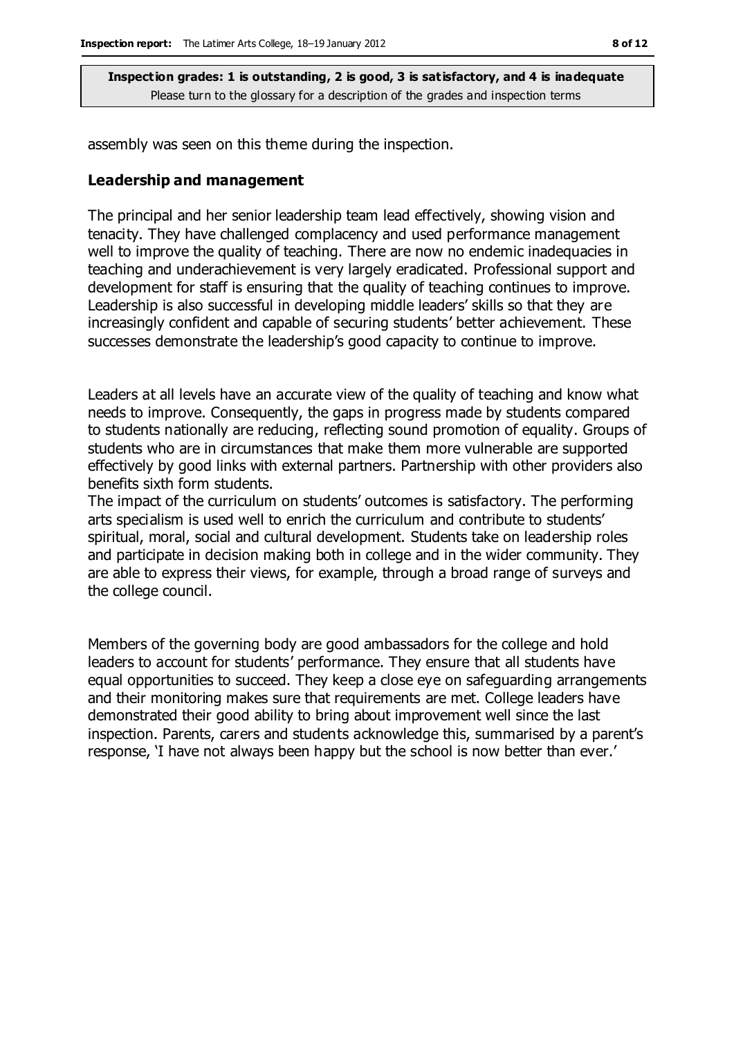assembly was seen on this theme during the inspection.

## Leadership and management

The principal and her senior leadership team lead effectively, showing vision and tenacity. They have challenged complacency and used performance management well to improve the quality of teaching. There are now no endemic inadequacies in teaching and underachievement is very largely eradicated. Professional support and development for staff is ensuring that the quality of teaching continues to improve. Leadership is also successful in developing middle leaders' skills so that they are increasingly confident and capable of securing students' better achievement. These successes demonstrate the leadership's good capacity to continue to improve.

Leaders at all levels have an accurate view of the quality of teaching and know what needs to improve. Consequently, the gaps in progress made by students compared to students nationally are reducing, reflecting sound promotion of equality. Groups of students who are in circumstances that make them more vulnerable are supported effectively by good links with external partners. Partnership with other providers also benefits sixth form students.

The impact of the curriculum on students' outcomes is satisfactory. The performing arts specialism is used well to enrich the curriculum and contribute to students' spiritual, moral, social and cultural development. Students take on leadership roles and participate in decision making both in college and in the wider community. They are able to express their views, for example, through a broad range of surveys and the college council.

Members of the governing body are good ambassadors for the college and hold leaders to account for students' performance. They ensure that all students have equal opportunities to succeed. They keep a close eye on safeguarding arrangements and their monitoring makes sure that requirements are met. College leaders have demonstrated their good ability to bring about improvement well since the last inspection. Parents, carers and students acknowledge this, summarised by a parent's response, 'I have not always been happy but the school is now better than ever.'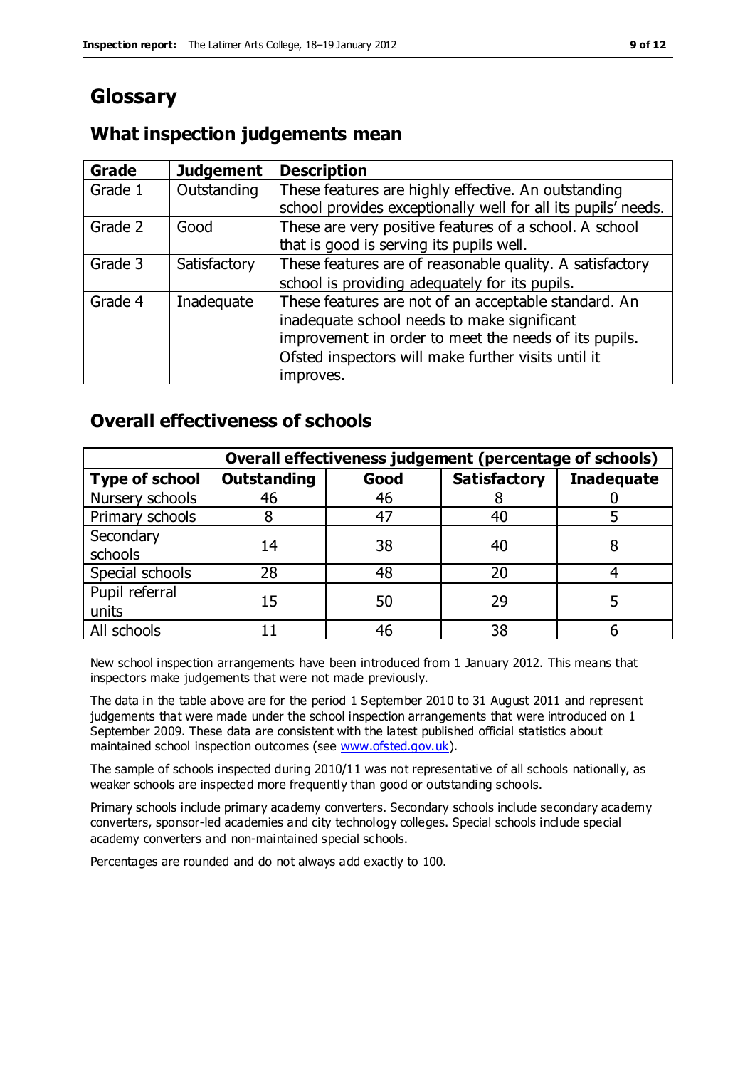# Glossary

## What inspection judgements mean

| Grade | Judgement | Description |
|---|---|---|
| Grade 1 | Outstanding | These features are highly effective. An outstanding school provides exceptionally well for all its pupils' needs. |
| Grade 2 | Good | These are very positive features of a school. A school that is good is serving its pupils well. |
| Grade 3 | Satisfactory | These features are of reasonable quality. A satisfactory school is providing adequately for its pupils. |
| Grade 4 | Inadequate | These features are not of an acceptable standard. An inadequate school needs to make significant improvement in order to meet the needs of its pupils. Ofsted inspectors will make further visits until it improves. |

## Overall effectiveness of schools

| | Overall effectiveness judgement (percentage of schools) | | | |
|---|---|---|---|---|
| **Type of school** | **Outstanding** | **Good** | **Satisfactory** | **Inadequate** |
| Nursery schools | 46 | 46 | 8 | 0 |
| Primary schools | 8 | 47 | 40 | 5 |
| Secondary schools | 14 | 38 | 40 | 8 |
| Special schools | 28 | 48 | 20 | 4 |
| Pupil referral units | 15 | 50 | 29 | 5 |
| All schools | 11 | 46 | 38 | 6 |

New school inspection arrangements have been introduced from 1 January 2012. This means that inspectors make judgements that were not made previously.

The data in the table above are for the period 1 September 2010 to 31 August 2011 and represent judgements that were made under the school inspection arrangements that were introduced on 1 September 2009. These data are consistent with the latest published official statistics about maintained school inspection outcomes (see www.ofsted.gov.uk).

The sample of schools inspected during 2010/11 was not representative of all schools nationally, as weaker schools are inspected more frequently than good or outstanding schools.

Primary schools include primary academy converters. Secondary schools include secondary academy converters, sponsor-led academies and city technology colleges. Special schools include special academy converters and non-maintained special schools.

Percentages are rounded and do not always add exactly to 100.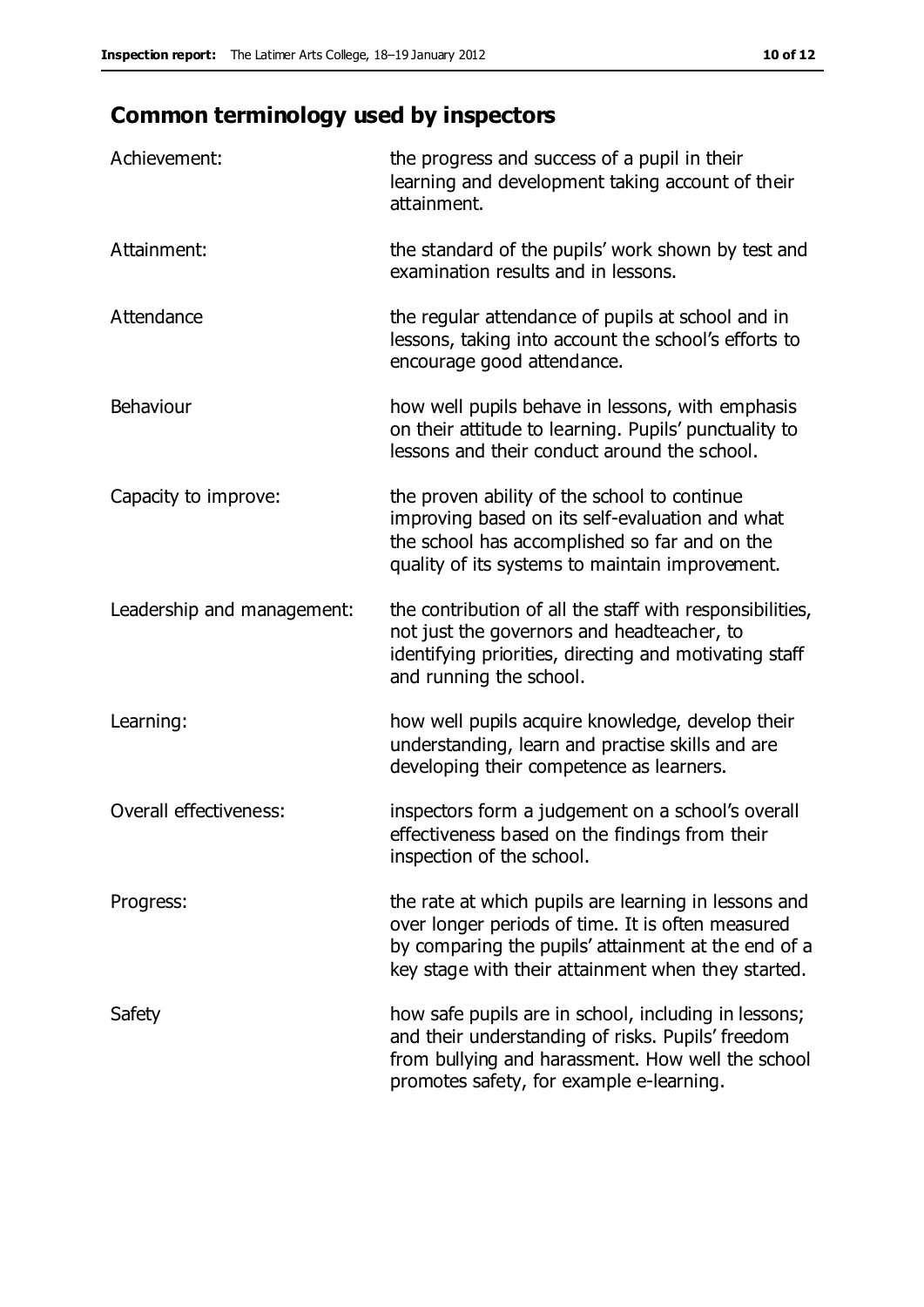## Common terminology used by inspectors

| | |
|---|---|
| Achievement: | the progress and success of a pupil in their learning and development taking account of their attainment. |
| Attainment: | the standard of the pupils' work shown by test and examination results and in lessons. |
| Attendance | the regular attendance of pupils at school and in lessons, taking into account the school's efforts to encourage good attendance. |
| Behaviour | how well pupils behave in lessons, with emphasis on their attitude to learning. Pupils' punctuality to lessons and their conduct around the school. |
| Capacity to improve: | the proven ability of the school to continue improving based on its self-evaluation and what the school has accomplished so far and on the quality of its systems to maintain improvement. |
| Leadership and management: | the contribution of all the staff with responsibilities, not just the governors and headteacher, to identifying priorities, directing and motivating staff and running the school. |
| Learning: | how well pupils acquire knowledge, develop their understanding, learn and practise skills and are developing their competence as learners. |
| Overall effectiveness: | inspectors form a judgement on a school's overall effectiveness based on the findings from their inspection of the school. |
| Progress: | the rate at which pupils are learning in lessons and over longer periods of time. It is often measured by comparing the pupils' attainment at the end of a key stage with their attainment when they started. |
| Safety | how safe pupils are in school, including in lessons; and their understanding of risks. Pupils' freedom from bullying and harassment. How well the school promotes safety, for example e-learning. |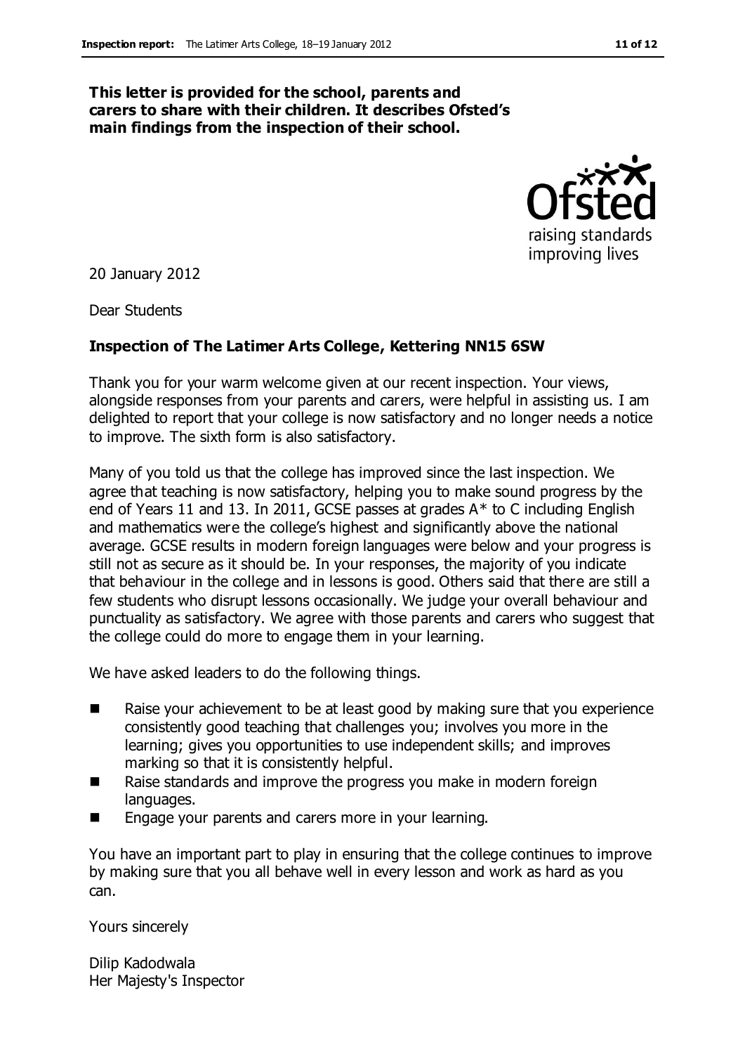**This letter is provided for the school, parents and carers to share with their children. It describes Ofsted's main findings from the inspection of their school.**

20 January 2012

Dear Students

**Inspection of The Latimer Arts College, Kettering NN15 6SW**

Thank you for your warm welcome given at our recent inspection. Your views, alongside responses from your parents and carers, were helpful in assisting us. I am delighted to report that your college is now satisfactory and no longer needs a notice to improve. The sixth form is also satisfactory.

Many of you told us that the college has improved since the last inspection. We agree that teaching is now satisfactory, helping you to make sound progress by the end of Years 11 and 13. In 2011, GCSE passes at grades A* to C including English and mathematics were the college's highest and significantly above the national average. GCSE results in modern foreign languages were below and your progress is still not as secure as it should be. In your responses, the majority of you indicate that behaviour in the college and in lessons is good. Others said that there are still a few students who disrupt lessons occasionally. We judge your overall behaviour and punctuality as satisfactory. We agree with those parents and carers who suggest that the college could do more to engage them in your learning.

We have asked leaders to do the following things.

- Raise your achievement to be at least good by making sure that you experience consistently good teaching that challenges you; involves you more in the learning; gives you opportunities to use independent skills; and improves marking so that it is consistently helpful.
- Raise standards and improve the progress you make in modern foreign languages.
- Engage your parents and carers more in your learning.

You have an important part to play in ensuring that the college continues to improve by making sure that you all behave well in every lesson and work as hard as you can.

Yours sincerely

Dilip Kadodwala
Her Majesty's Inspector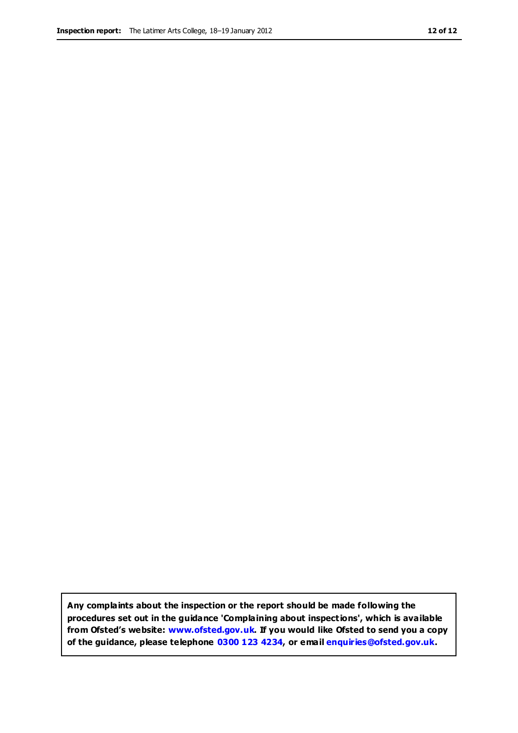**Any complaints about the inspection or the report should be made following the procedures set out in the guidance 'Complaining about inspections', which is available from Ofsted's website: www.ofsted.gov.uk. If you would like Ofsted to send you a copy of the guidance, please telephone 0300 123 4234, or email enquiries@ofsted.gov.uk.**